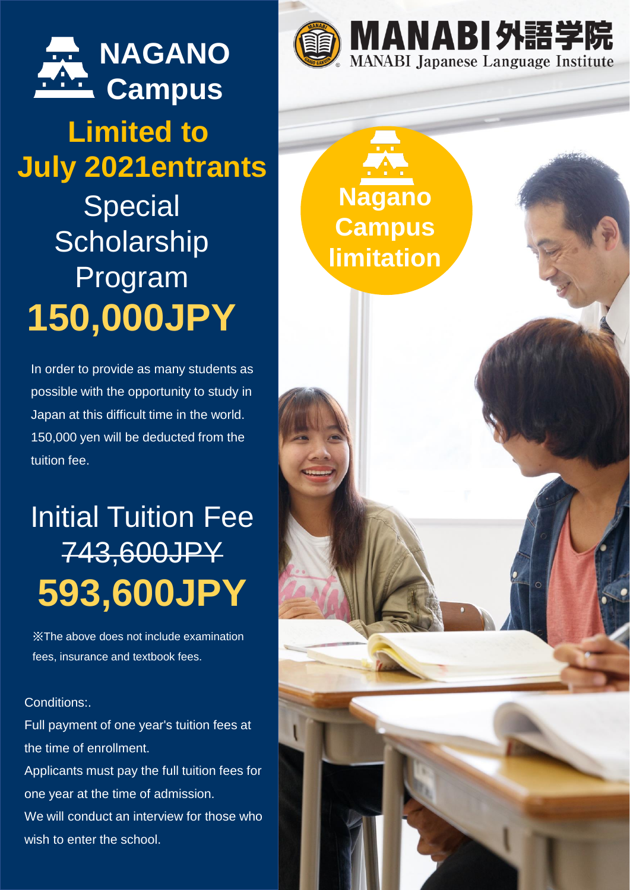# NAGANO Campus

## Limited to July 2021entrants

## Special Scholarship Program

# 150,000JPY

In order to provide as many students as possible with the opportunity to study in Japan at this difficult time in the world. 150,000 yen will be deducted from the tuition fee.

## Initial Tuition Fee

~~743,600JPY~~

# 593,600JPY

※The above does not include examination fees, insurance and textbook fees.

Conditions:.

Full payment of one year's tuition fees at the time of enrollment.

Applicants must pay the full tuition fees for one year at the time of admission.

We will conduct an interview for those who wish to enter the school.

**MANABI外語学院**

MANABI Japanese Language Institute

**Nagano Campus limitation**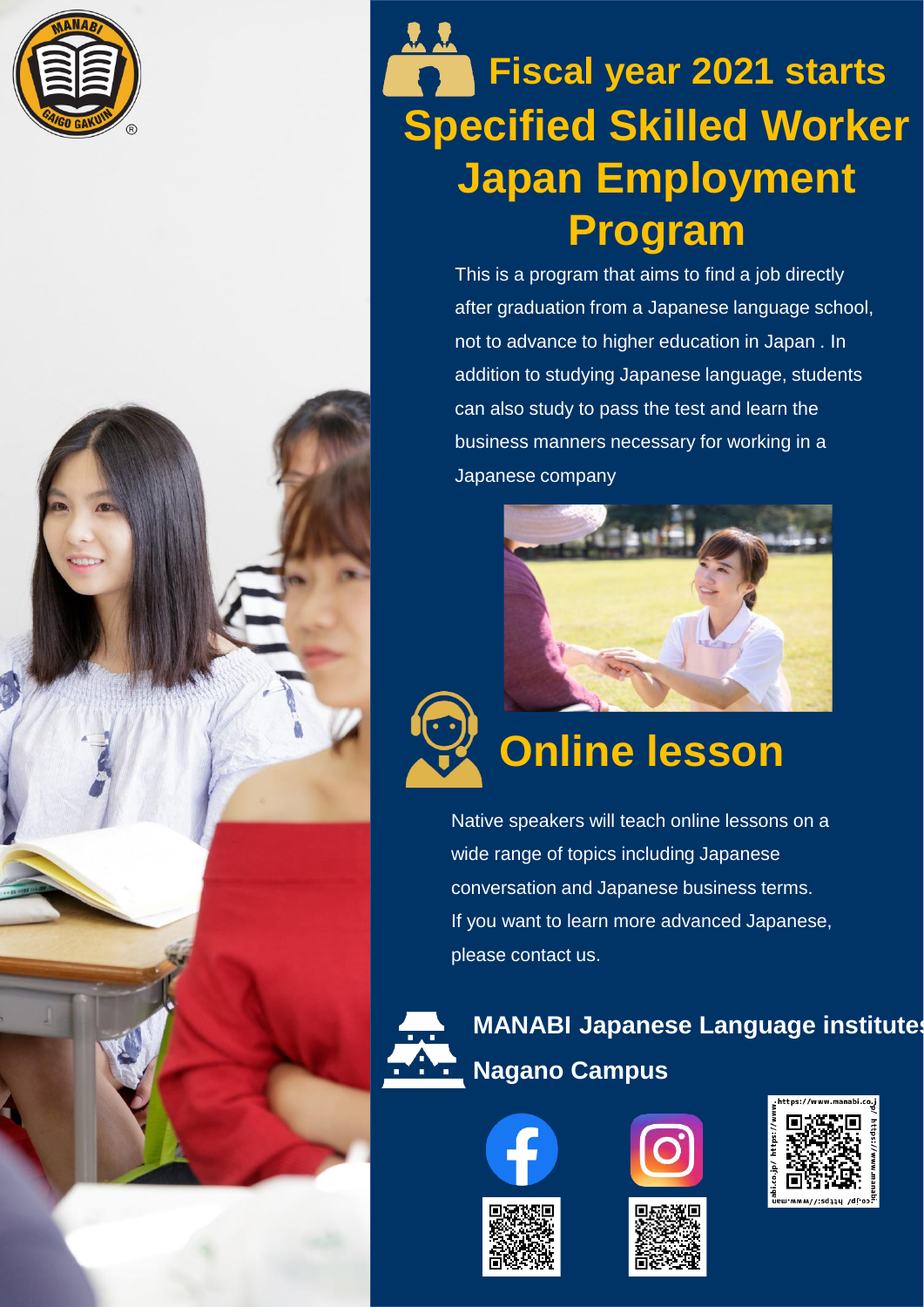# Fiscal year 2021 starts

# Specified Skilled Worker Japan Employment Program

This is a program that aims to find a job directly after graduation from a Japanese language school, not to advance to higher education in Japan . In addition to studying Japanese language, students can also study to pass the test and learn the business manners necessary for working in a Japanese company

## Online lesson

Native speakers will teach online lessons on a wide range of topics including Japanese conversation and Japanese business terms.
If you want to learn more advanced Japanese, please contact us.

**MANABI Japanese Language institutes**

**Nagano Campus**

https://www.manabi.co.jp/